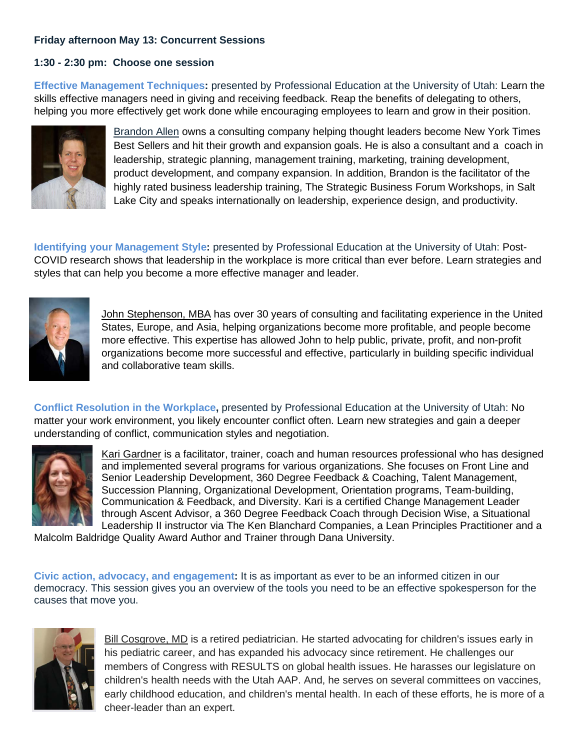**Friday afternoon May 13: Concurrent Sessions**

**1:30 - 2:30 pm: Choose one session**

**Effective Management Techniques:** presented by Professional Education at the University of Utah: Learn the skills effective managers need in giving and receiving feedback. Reap the benefits of delegating to others, helping you more effectively get work done while encouraging employees to learn and grow in their position.

Brandon Allen owns a consulting company helping thought leaders become New York Times Best Sellers and hit their growth and expansion goals. He is also a consultant and a coach in leadership, strategic planning, management training, marketing, training development, product development, and company expansion. In addition, Brandon is the facilitator of the highly rated business leadership training, The Strategic Business Forum Workshops, in Salt Lake City and speaks internationally on leadership, experience design, and productivity.

**Identifying your Management Style:** presented by Professional Education at the University of Utah: Post-COVID research shows that leadership in the workplace is more critical than ever before. Learn strategies and styles that can help you become a more effective manager and leader.

John Stephenson, MBA has over 30 years of consulting and facilitating experience in the United States, Europe, and Asia, helping organizations become more profitable, and people become more effective. This expertise has allowed John to help public, private, profit, and non-profit organizations become more successful and effective, particularly in building specific individual and collaborative team skills.

**Conflict Resolution in the Workplace,** presented by Professional Education at the University of Utah: No matter your work environment, you likely encounter conflict often. Learn new strategies and gain a deeper understanding of conflict, communication styles and negotiation.

Kari Gardner is a facilitator, trainer, coach and human resources professional who has designed and implemented several programs for various organizations. She focuses on Front Line and Senior Leadership Development, 360 Degree Feedback & Coaching, Talent Management, Succession Planning, Organizational Development, Orientation programs, Team-building, Communication & Feedback, and Diversity. Kari is a certified Change Management Leader through Ascent Advisor, a 360 Degree Feedback Coach through Decision Wise, a Situational Leadership II instructor via The Ken Blanchard Companies, a Lean Principles Practitioner and a Malcolm Baldridge Quality Award Author and Trainer through Dana University.

**Civic action, advocacy, and engagement:** It is as important as ever to be an informed citizen in our democracy. This session gives you an overview of the tools you need to be an effective spokesperson for the causes that move you.

Bill Cosgrove, MD is a retired pediatrician. He started advocating for children's issues early in his pediatric career, and has expanded his advocacy since retirement. He challenges our members of Congress with RESULTS on global health issues. He harasses our legislature on children's health needs with the Utah AAP. And, he serves on several committees on vaccines, early childhood education, and children's mental health. In each of these efforts, he is more of a cheer-leader than an expert.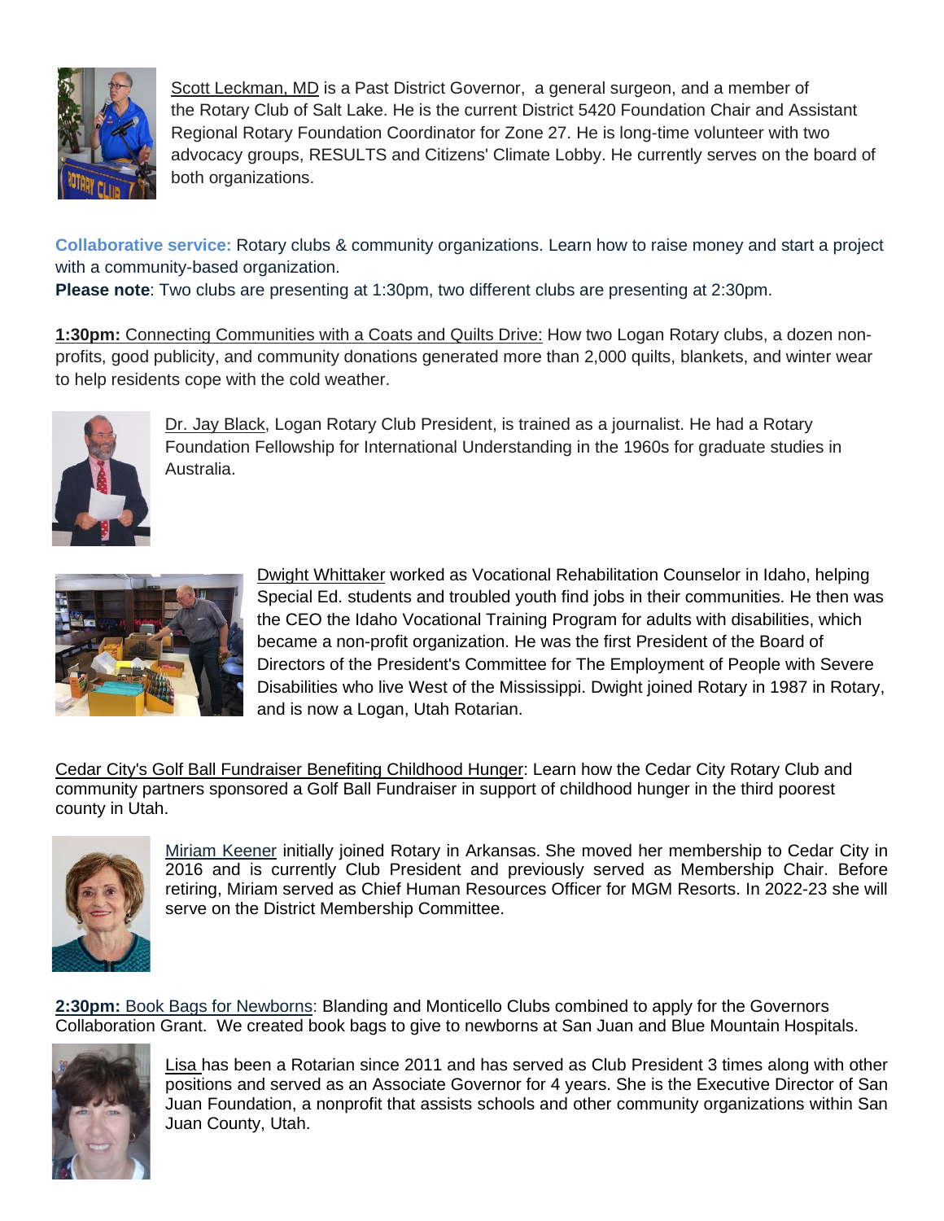Scott Leckman, MD is a Past District Governor, a general surgeon, and a member of the Rotary Club of Salt Lake. He is the current District 5420 Foundation Chair and Assistant Regional Rotary Foundation Coordinator for Zone 27. He is long-time volunteer with two advocacy groups, RESULTS and Citizens' Climate Lobby. He currently serves on the board of both organizations.

**Collaborative service:** Rotary clubs & community organizations. Learn how to raise money and start a project with a community-based organization.

**Please note**: Two clubs are presenting at 1:30pm, two different clubs are presenting at 2:30pm.

**1:30pm:** Connecting Communities with a Coats and Quilts Drive: How two Logan Rotary clubs, a dozen non-profits, good publicity, and community donations generated more than 2,000 quilts, blankets, and winter wear to help residents cope with the cold weather.

Dr. Jay Black, Logan Rotary Club President, is trained as a journalist. He had a Rotary Foundation Fellowship for International Understanding in the 1960s for graduate studies in Australia.

Dwight Whittaker worked as Vocational Rehabilitation Counselor in Idaho, helping Special Ed. students and troubled youth find jobs in their communities. He then was the CEO the Idaho Vocational Training Program for adults with disabilities, which became a non-profit organization. He was the first President of the Board of Directors of the President's Committee for The Employment of People with Severe Disabilities who live West of the Mississippi. Dwight joined Rotary in 1987 in Rotary, and is now a Logan, Utah Rotarian.

Cedar City's Golf Ball Fundraiser Benefiting Childhood Hunger: Learn how the Cedar City Rotary Club and community partners sponsored a Golf Ball Fundraiser in support of childhood hunger in the third poorest county in Utah.

Miriam Keener initially joined Rotary in Arkansas. She moved her membership to Cedar City in 2016 and is currently Club President and previously served as Membership Chair. Before retiring, Miriam served as Chief Human Resources Officer for MGM Resorts. In 2022-23 she will serve on the District Membership Committee.

**2:30pm:** Book Bags for Newborns: Blanding and Monticello Clubs combined to apply for the Governors Collaboration Grant. We created book bags to give to newborns at San Juan and Blue Mountain Hospitals.

Lisa has been a Rotarian since 2011 and has served as Club President 3 times along with other positions and served as an Associate Governor for 4 years. She is the Executive Director of San Juan Foundation, a nonprofit that assists schools and other community organizations within San Juan County, Utah.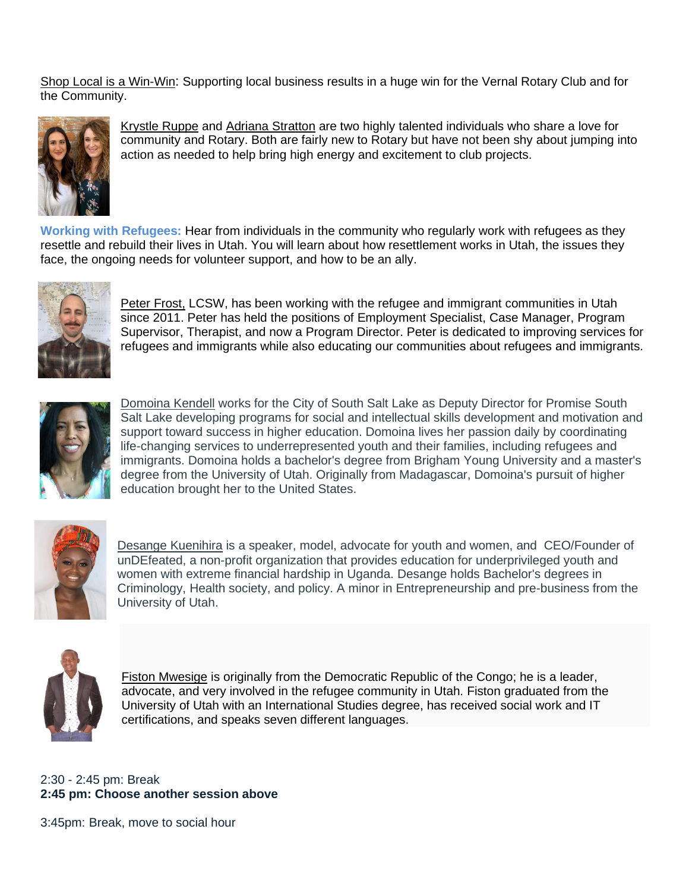Shop Local is a Win-Win: Supporting local business results in a huge win for the Vernal Rotary Club and for the Community.

Krystle Ruppe and Adriana Stratton are two highly talented individuals who share a love for community and Rotary. Both are fairly new to Rotary but have not been shy about jumping into action as needed to help bring high energy and excitement to club projects.

**Working with Refugees:** Hear from individuals in the community who regularly work with refugees as they resettle and rebuild their lives in Utah. You will learn about how resettlement works in Utah, the issues they face, the ongoing needs for volunteer support, and how to be an ally.

Peter Frost, LCSW, has been working with the refugee and immigrant communities in Utah since 2011. Peter has held the positions of Employment Specialist, Case Manager, Program Supervisor, Therapist, and now a Program Director. Peter is dedicated to improving services for refugees and immigrants while also educating our communities about refugees and immigrants.

Domoina Kendell works for the City of South Salt Lake as Deputy Director for Promise South Salt Lake developing programs for social and intellectual skills development and motivation and support toward success in higher education. Domoina lives her passion daily by coordinating life-changing services to underrepresented youth and their families, including refugees and immigrants. Domoina holds a bachelor's degree from Brigham Young University and a master's degree from the University of Utah. Originally from Madagascar, Domoina's pursuit of higher education brought her to the United States.

Desange Kuenihira is a speaker, model, advocate for youth and women, and CEO/Founder of unDEfeated, a non-profit organization that provides education for underprivileged youth and women with extreme financial hardship in Uganda. Desange holds Bachelor's degrees in Criminology, Health society, and policy. A minor in Entrepreneurship and pre-business from the University of Utah.

Fiston Mwesige is originally from the Democratic Republic of the Congo; he is a leader, advocate, and very involved in the refugee community in Utah. Fiston graduated from the University of Utah with an International Studies degree, has received social work and IT certifications, and speaks seven different languages.

2:30 - 2:45 pm: Break
**2:45 pm: Choose another session above**

3:45pm: Break, move to social hour